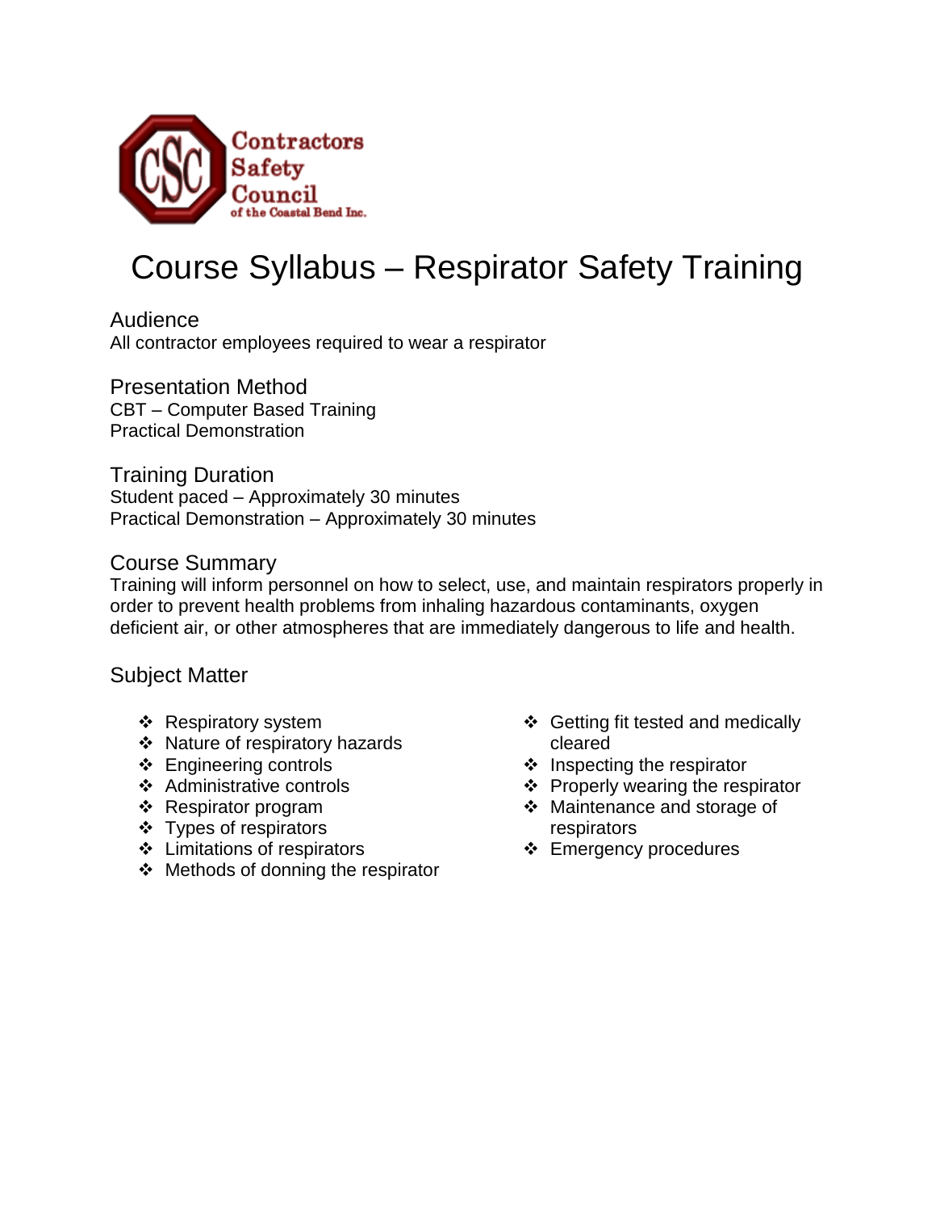Contractors Safety Council of the Coastal Bend Inc.

# Course Syllabus – Respirator Safety Training

## Audience

All contractor employees required to wear a respirator

## Presentation Method

CBT – Computer Based Training
Practical Demonstration

## Training Duration

Student paced – Approximately 30 minutes
Practical Demonstration – Approximately 30 minutes

## Course Summary

Training will inform personnel on how to select, use, and maintain respirators properly in order to prevent health problems from inhaling hazardous contaminants, oxygen deficient air, or other atmospheres that are immediately dangerous to life and health.

## Subject Matter

- Respiratory system
- Nature of respiratory hazards
- Engineering controls
- Administrative controls
- Respirator program
- Types of respirators
- Limitations of respirators
- Methods of donning the respirator
- Getting fit tested and medically cleared
- Inspecting the respirator
- Properly wearing the respirator
- Maintenance and storage of respirators
- Emergency procedures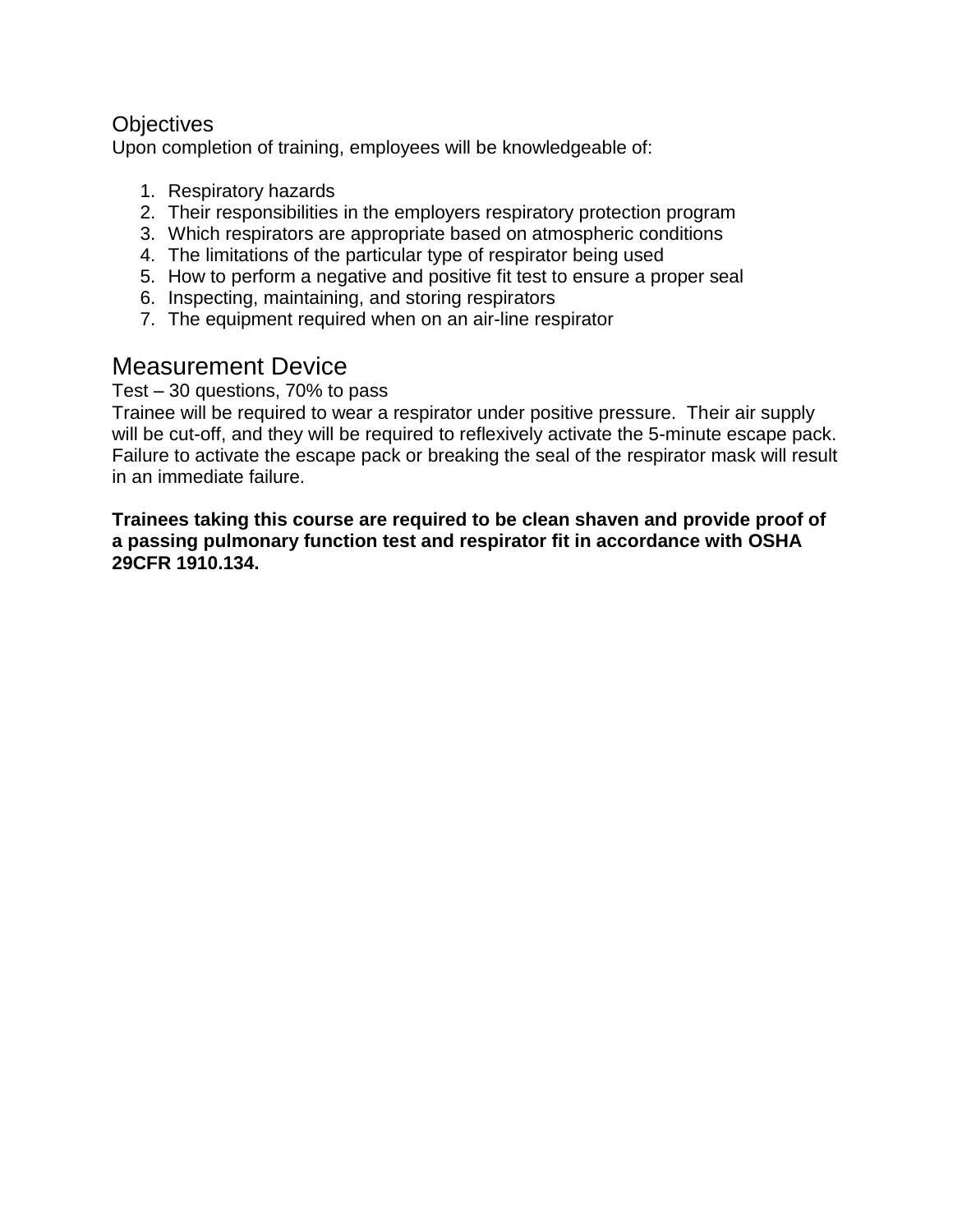## Objectives

Upon completion of training, employees will be knowledgeable of:

1. Respiratory hazards
2. Their responsibilities in the employers respiratory protection program
3. Which respirators are appropriate based on atmospheric conditions
4. The limitations of the particular type of respirator being used
5. How to perform a negative and positive fit test to ensure a proper seal
6. Inspecting, maintaining, and storing respirators
7. The equipment required when on an air-line respirator

# Measurement Device

Test – 30 questions, 70% to pass

Trainee will be required to wear a respirator under positive pressure. Their air supply will be cut-off, and they will be required to reflexively activate the 5-minute escape pack. Failure to activate the escape pack or breaking the seal of the respirator mask will result in an immediate failure.

**Trainees taking this course are required to be clean shaven and provide proof of a passing pulmonary function test and respirator fit in accordance with OSHA 29CFR 1910.134.**